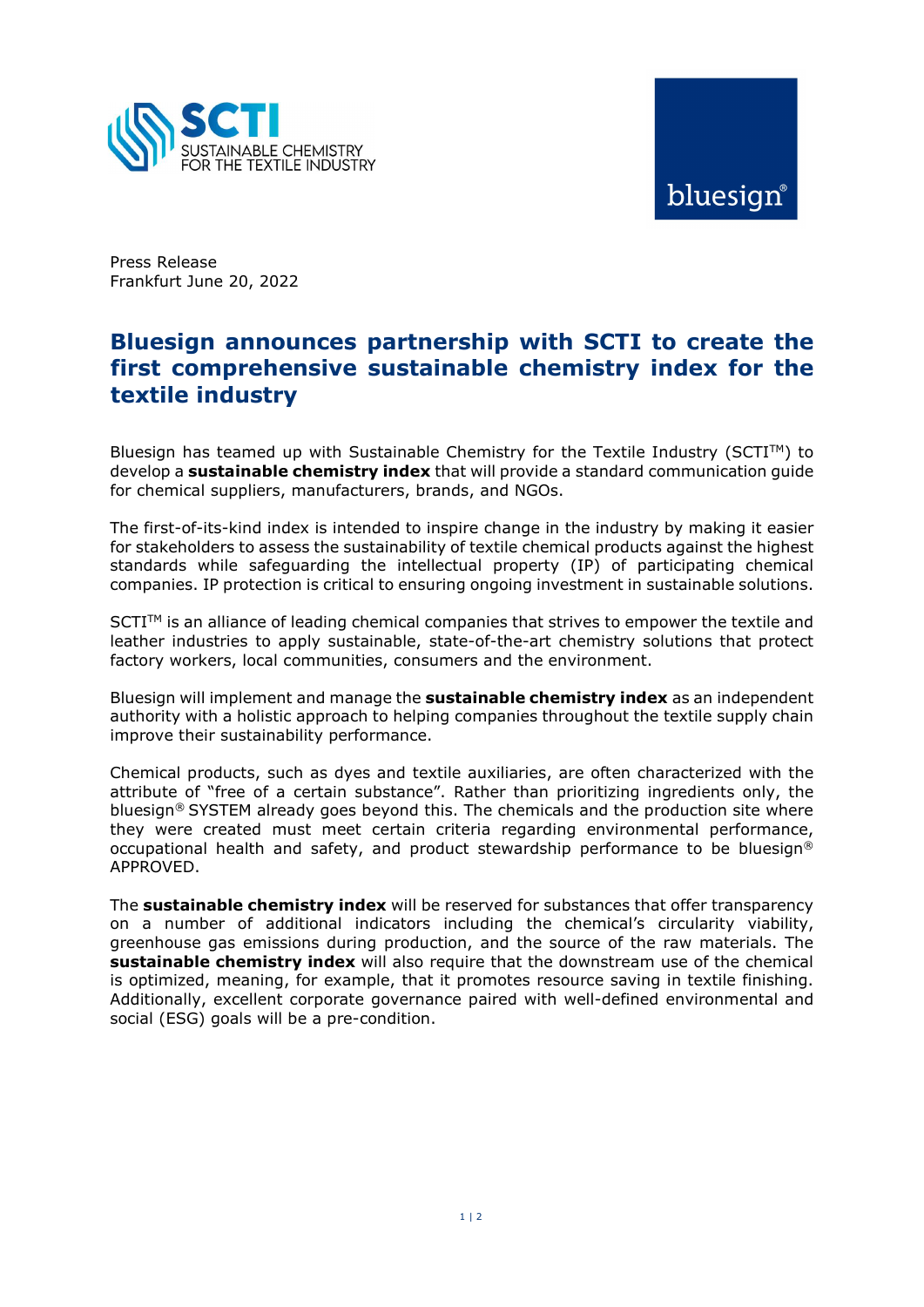Press Release
Frankfurt June 20, 2022

# Bluesign announces partnership with SCTI to create the first comprehensive sustainable chemistry index for the textile industry

Bluesign has teamed up with Sustainable Chemistry for the Textile Industry (SCTI™) to develop a **sustainable chemistry index** that will provide a standard communication guide for chemical suppliers, manufacturers, brands, and NGOs.

The first-of-its-kind index is intended to inspire change in the industry by making it easier for stakeholders to assess the sustainability of textile chemical products against the highest standards while safeguarding the intellectual property (IP) of participating chemical companies. IP protection is critical to ensuring ongoing investment in sustainable solutions.

SCTI™ is an alliance of leading chemical companies that strives to empower the textile and leather industries to apply sustainable, state-of-the-art chemistry solutions that protect factory workers, local communities, consumers and the environment.

Bluesign will implement and manage the **sustainable chemistry index** as an independent authority with a holistic approach to helping companies throughout the textile supply chain improve their sustainability performance.

Chemical products, such as dyes and textile auxiliaries, are often characterized with the attribute of "free of a certain substance". Rather than prioritizing ingredients only, the bluesign® SYSTEM already goes beyond this. The chemicals and the production site where they were created must meet certain criteria regarding environmental performance, occupational health and safety, and product stewardship performance to be bluesign® APPROVED.

The **sustainable chemistry index** will be reserved for substances that offer transparency on a number of additional indicators including the chemical's circularity viability, greenhouse gas emissions during production, and the source of the raw materials. The **sustainable chemistry index** will also require that the downstream use of the chemical is optimized, meaning, for example, that it promotes resource saving in textile finishing. Additionally, excellent corporate governance paired with well-defined environmental and social (ESG) goals will be a pre-condition.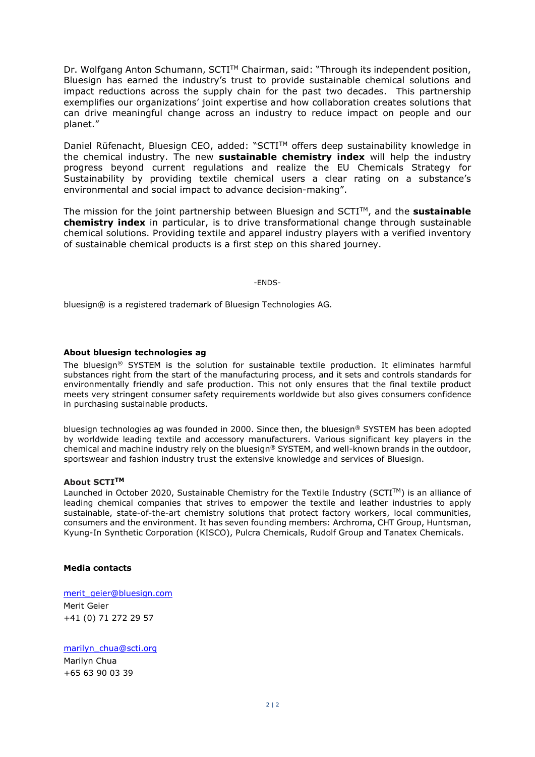Dr. Wolfgang Anton Schumann, SCTI™ Chairman, said: "Through its independent position, Bluesign has earned the industry's trust to provide sustainable chemical solutions and impact reductions across the supply chain for the past two decades. This partnership exemplifies our organizations' joint expertise and how collaboration creates solutions that can drive meaningful change across an industry to reduce impact on people and our planet."

Daniel Rüfenacht, Bluesign CEO, added: "SCTI™ offers deep sustainability knowledge in the chemical industry. The new **sustainable chemistry index** will help the industry progress beyond current regulations and realize the EU Chemicals Strategy for Sustainability by providing textile chemical users a clear rating on a substance's environmental and social impact to advance decision-making".

The mission for the joint partnership between Bluesign and SCTI™, and the **sustainable chemistry index** in particular, is to drive transformational change through sustainable chemical solutions. Providing textile and apparel industry players with a verified inventory of sustainable chemical products is a first step on this shared journey.

-ENDS-

bluesign® is a registered trademark of Bluesign Technologies AG.

**About bluesign technologies ag**

The bluesign® SYSTEM is the solution for sustainable textile production. It eliminates harmful substances right from the start of the manufacturing process, and it sets and controls standards for environmentally friendly and safe production. This not only ensures that the final textile product meets very stringent consumer safety requirements worldwide but also gives consumers confidence in purchasing sustainable products.

bluesign technologies ag was founded in 2000. Since then, the bluesign® SYSTEM has been adopted by worldwide leading textile and accessory manufacturers. Various significant key players in the chemical and machine industry rely on the bluesign® SYSTEM, and well-known brands in the outdoor, sportswear and fashion industry trust the extensive knowledge and services of Bluesign.

**About SCTI™**

Launched in October 2020, Sustainable Chemistry for the Textile Industry (SCTI™) is an alliance of leading chemical companies that strives to empower the textile and leather industries to apply sustainable, state-of-the-art chemistry solutions that protect factory workers, local communities, consumers and the environment. It has seven founding members: Archroma, CHT Group, Huntsman, Kyung-In Synthetic Corporation (KISCO), Pulcra Chemicals, Rudolf Group and Tanatex Chemicals.

**Media contacts**

merit_geier@bluesign.com
Merit Geier
+41 (0) 71 272 29 57

marilyn_chua@scti.org
Marilyn Chua
+65 63 90 03 39